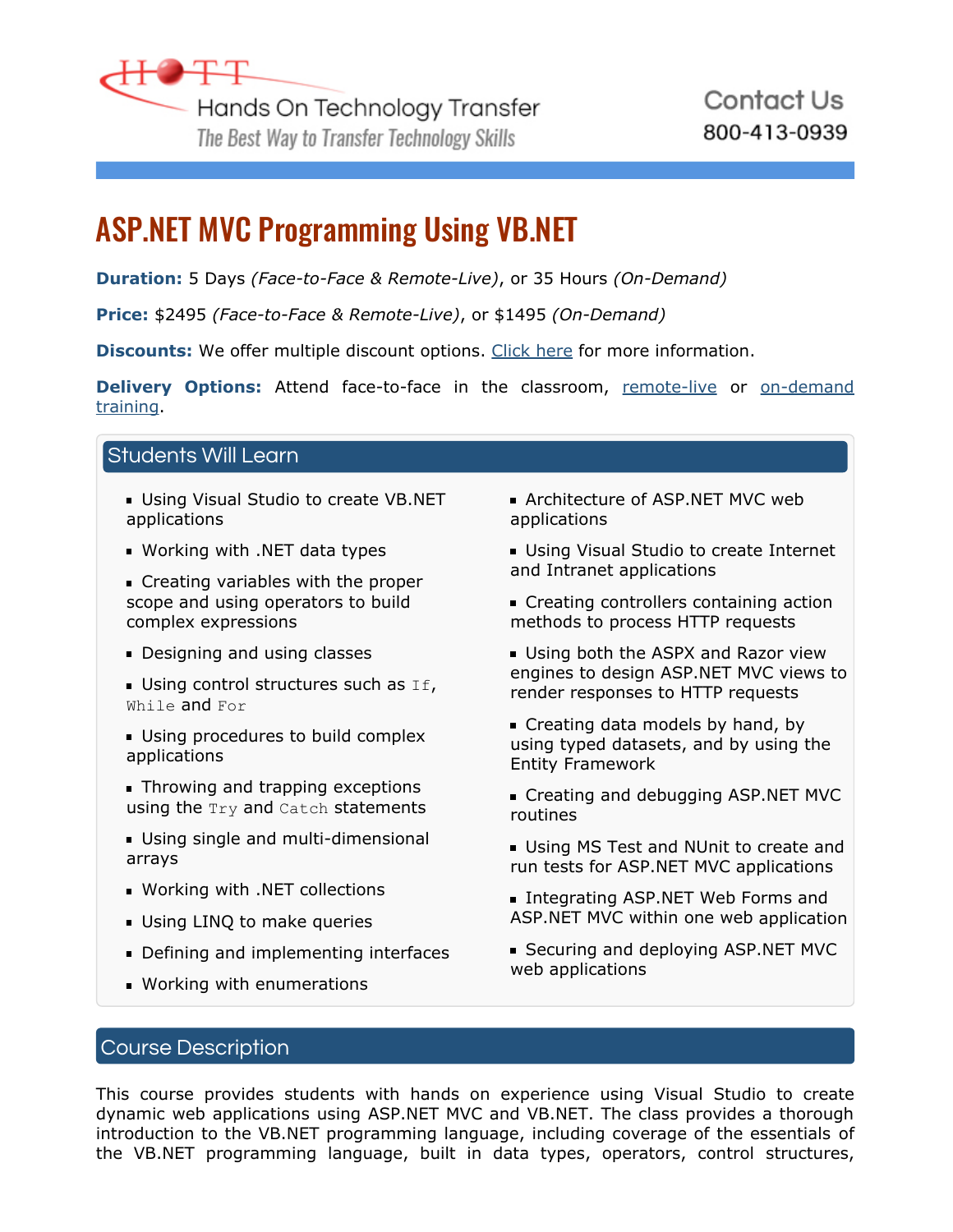Hands On Technology Transfer

*The Best Way to Transfer Technology Skills*

Contact Us
800-413-0939

# ASP.NET MVC Programming Using VB.NET

**Duration:** 5 Days *(Face-to-Face & Remote-Live)*, or 35 Hours *(On-Demand)*

**Price:** $2495 *(Face-to-Face & Remote-Live)*, or $1495 *(On-Demand)*

**Discounts:** We offer multiple discount options. Click here for more information.

**Delivery Options:** Attend face-to-face in the classroom, remote-live or on-demand training.

## Students Will Learn

- Using Visual Studio to create VB.NET applications
- Working with .NET data types
- Creating variables with the proper scope and using operators to build complex expressions
- Designing and using classes
- Using control structures such as `If`, `While` and `For`
- Using procedures to build complex applications
- Throwing and trapping exceptions using the `Try` and `Catch` statements
- Using single and multi-dimensional arrays
- Working with .NET collections
- Using LINQ to make queries
- Defining and implementing interfaces
- Working with enumerations
- Architecture of ASP.NET MVC web applications
- Using Visual Studio to create Internet and Intranet applications
- Creating controllers containing action methods to process HTTP requests
- Using both the ASPX and Razor view engines to design ASP.NET MVC views to render responses to HTTP requests
- Creating data models by hand, by using typed datasets, and by using the Entity Framework
- Creating and debugging ASP.NET MVC routines
- Using MS Test and NUnit to create and run tests for ASP.NET MVC applications
- Integrating ASP.NET Web Forms and ASP.NET MVC within one web application
- Securing and deploying ASP.NET MVC web applications

## Course Description

This course provides students with hands on experience using Visual Studio to create dynamic web applications using ASP.NET MVC and VB.NET. The class provides a thorough introduction to the VB.NET programming language, including coverage of the essentials of the VB.NET programming language, built in data types, operators, control structures,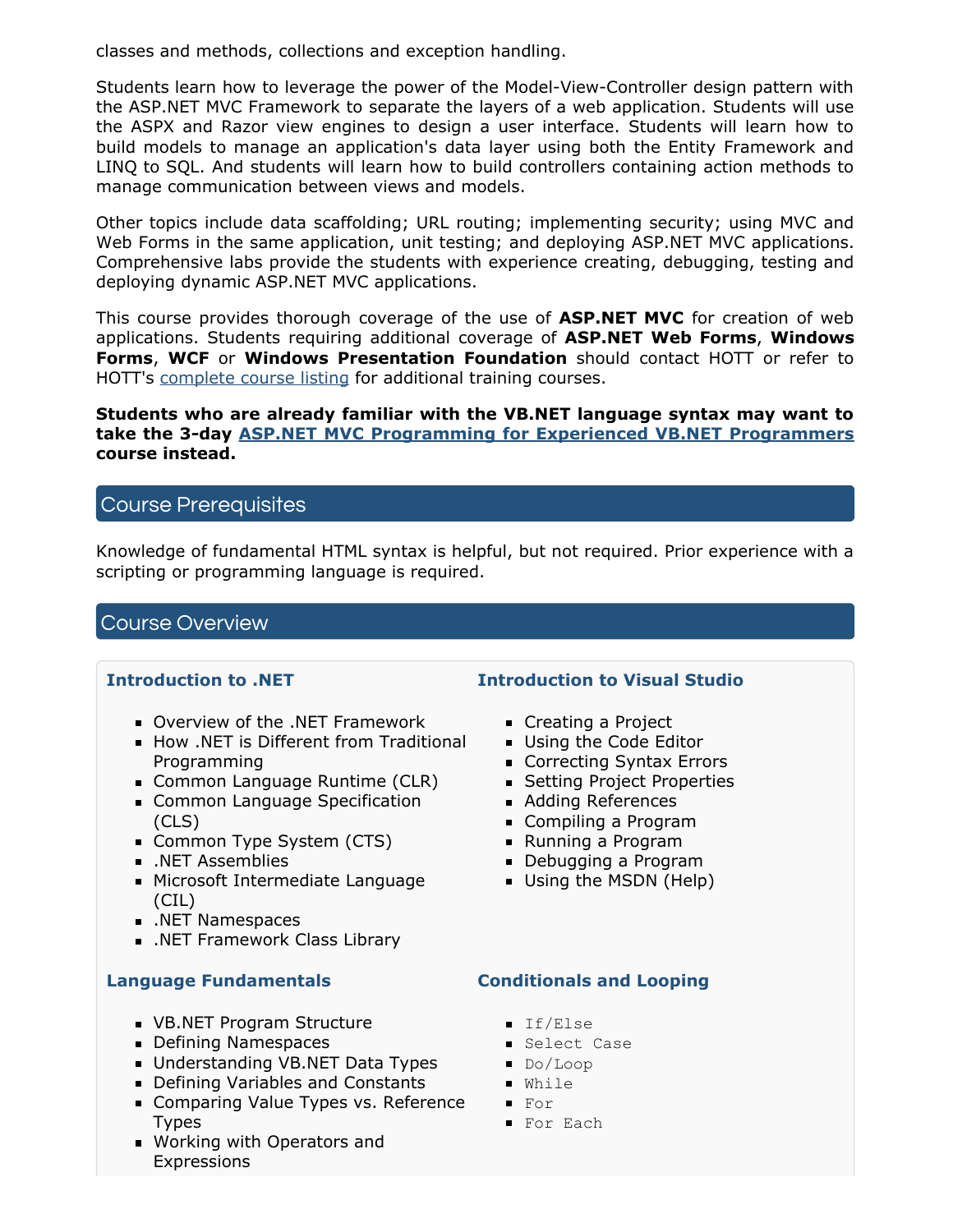classes and methods, collections and exception handling.

Students learn how to leverage the power of the Model-View-Controller design pattern with the ASP.NET MVC Framework to separate the layers of a web application. Students will use the ASPX and Razor view engines to design a user interface. Students will learn how to build models to manage an application's data layer using both the Entity Framework and LINQ to SQL. And students will learn how to build controllers containing action methods to manage communication between views and models.

Other topics include data scaffolding; URL routing; implementing security; using MVC and Web Forms in the same application, unit testing; and deploying ASP.NET MVC applications. Comprehensive labs provide the students with experience creating, debugging, testing and deploying dynamic ASP.NET MVC applications.

This course provides thorough coverage of the use of **ASP.NET MVC** for creation of web applications. Students requiring additional coverage of **ASP.NET Web Forms**, **Windows Forms**, **WCF** or **Windows Presentation Foundation** should contact HOTT or refer to HOTT's complete course listing for additional training courses.

**Students who are already familiar with the VB.NET language syntax may want to take the 3-day ASP.NET MVC Programming for Experienced VB.NET Programmers course instead.**

## Course Prerequisites

Knowledge of fundamental HTML syntax is helpful, but not required. Prior experience with a scripting or programming language is required.

## Course Overview

### Introduction to .NET

- Overview of the .NET Framework
- How .NET is Different from Traditional Programming
- Common Language Runtime (CLR)
- Common Language Specification (CLS)
- Common Type System (CTS)
- .NET Assemblies
- Microsoft Intermediate Language (CIL)
- .NET Namespaces
- .NET Framework Class Library

### Introduction to Visual Studio

- Creating a Project
- Using the Code Editor
- Correcting Syntax Errors
- Setting Project Properties
- Adding References
- Compiling a Program
- Running a Program
- Debugging a Program
- Using the MSDN (Help)

### Language Fundamentals

- VB.NET Program Structure
- Defining Namespaces
- Understanding VB.NET Data Types
- Defining Variables and Constants
- Comparing Value Types vs. Reference Types
- Working with Operators and Expressions

### Conditionals and Looping

- `If/Else`
- `Select Case`
- `Do/Loop`
- `While`
- `For`
- `For Each`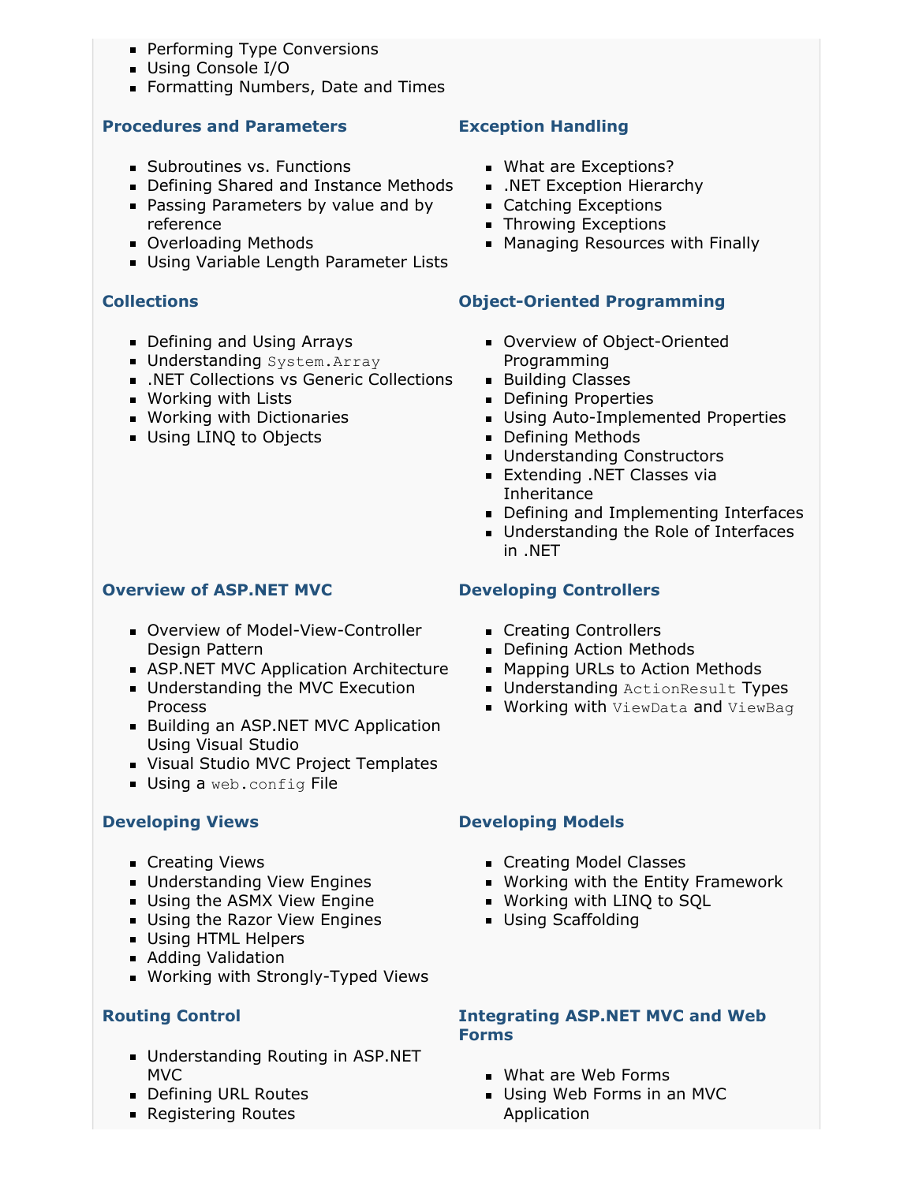- Performing Type Conversions
- Using Console I/O
- Formatting Numbers, Date and Times

### Procedures and Parameters

- Subroutines vs. Functions
- Defining Shared and Instance Methods
- Passing Parameters by value and by reference
- Overloading Methods
- Using Variable Length Parameter Lists

### Exception Handling

- What are Exceptions?
- .NET Exception Hierarchy
- Catching Exceptions
- Throwing Exceptions
- Managing Resources with Finally

### Collections

- Defining and Using Arrays
- Understanding `System.Array`
- .NET Collections vs Generic Collections
- Working with Lists
- Working with Dictionaries
- Using LINQ to Objects

### Object-Oriented Programming

- Overview of Object-Oriented Programming
- Building Classes
- Defining Properties
- Using Auto-Implemented Properties
- Defining Methods
- Understanding Constructors
- Extending .NET Classes via Inheritance
- Defining and Implementing Interfaces
- Understanding the Role of Interfaces in .NET

### Overview of ASP.NET MVC

- Overview of Model-View-Controller Design Pattern
- ASP.NET MVC Application Architecture
- Understanding the MVC Execution Process
- Building an ASP.NET MVC Application Using Visual Studio
- Visual Studio MVC Project Templates
- Using a `web.config` File

### Developing Controllers

- Creating Controllers
- Defining Action Methods
- Mapping URLs to Action Methods
- Understanding `ActionResult` Types
- Working with `ViewData` and `ViewBag`

### Developing Views

- Creating Views
- Understanding View Engines
- Using the ASMX View Engine
- Using the Razor View Engines
- Using HTML Helpers
- Adding Validation
- Working with Strongly-Typed Views

### Developing Models

- Creating Model Classes
- Working with the Entity Framework
- Working with LINQ to SQL
- Using Scaffolding

### Routing Control

- Understanding Routing in ASP.NET MVC
- Defining URL Routes
- Registering Routes

### Integrating ASP.NET MVC and Web Forms

- What are Web Forms
- Using Web Forms in an MVC Application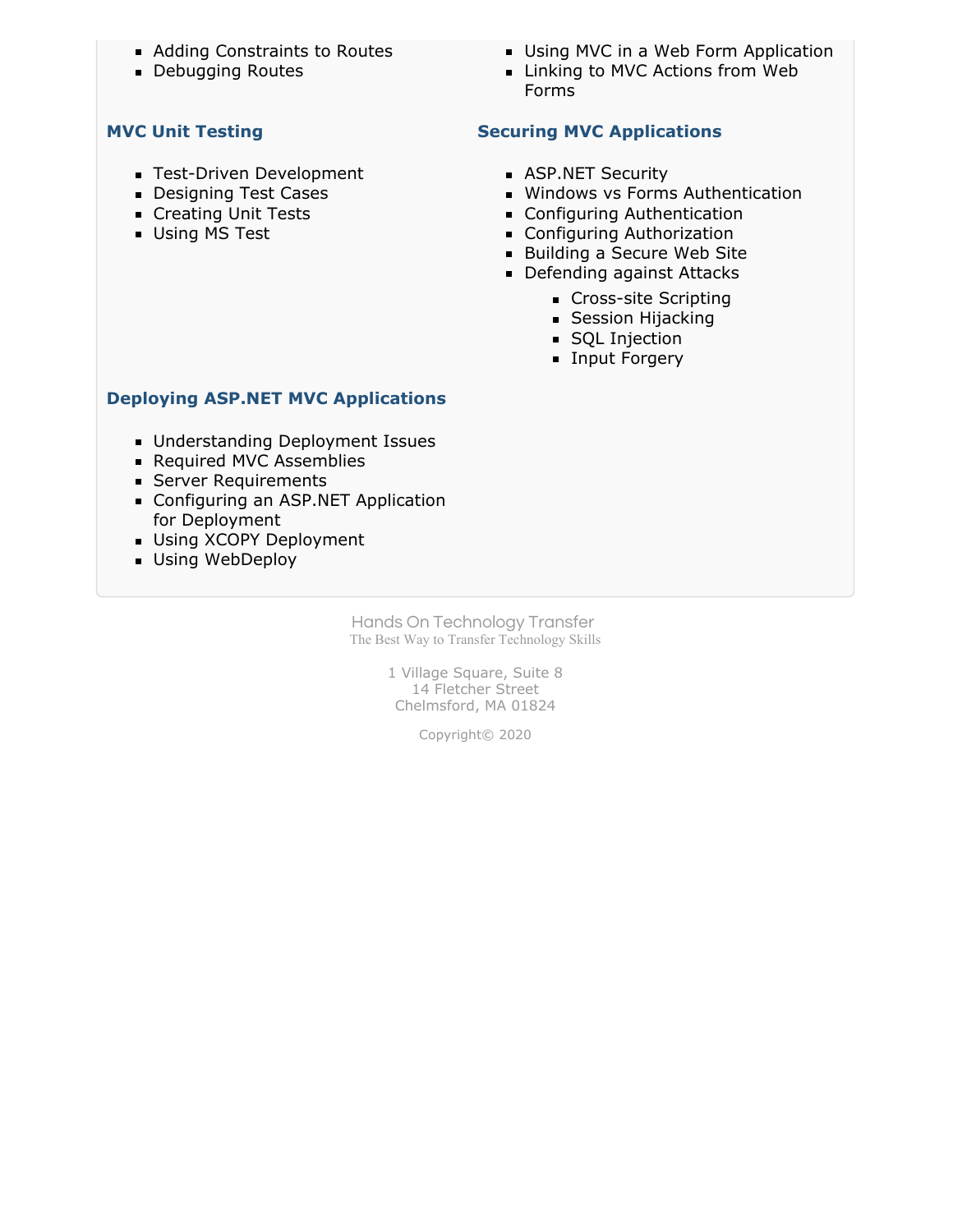- Adding Constraints to Routes
- Debugging Routes

- Using MVC in a Web Form Application
- Linking to MVC Actions from Web Forms

### MVC Unit Testing

- Test-Driven Development
- Designing Test Cases
- Creating Unit Tests
- Using MS Test

### Securing MVC Applications

- ASP.NET Security
- Windows vs Forms Authentication
- Configuring Authentication
- Configuring Authorization
- Building a Secure Web Site
- Defending against Attacks
  - Cross-site Scripting
  - Session Hijacking
  - SQL Injection
  - Input Forgery

### Deploying ASP.NET MVC Applications

- Understanding Deployment Issues
- Required MVC Assemblies
- Server Requirements
- Configuring an ASP.NET Application for Deployment
- Using XCOPY Deployment
- Using WebDeploy

Hands On Technology Transfer
The Best Way to Transfer Technology Skills

1 Village Square, Suite 8
14 Fletcher Street
Chelmsford, MA 01824

Copyright© 2020